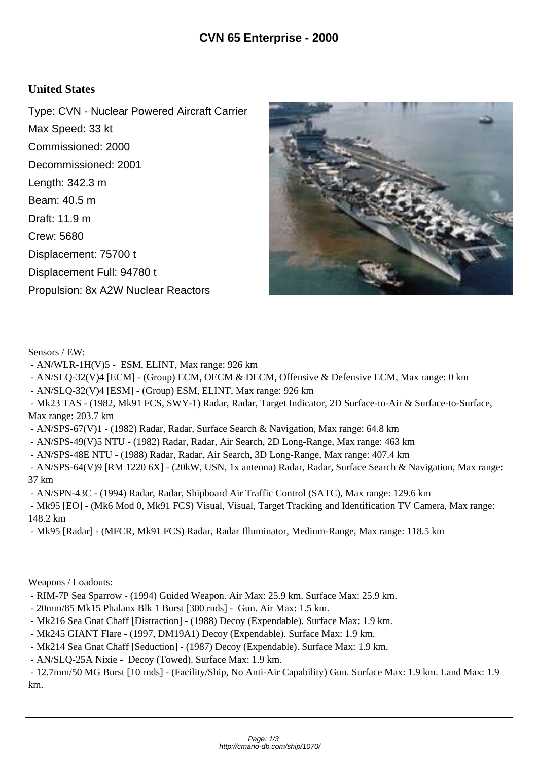# CVN 65 Enterprise - 2000

## United States

Type: CVN - Nuclear Powered Aircraft Carrier
Max Speed: 33 kt
Commissioned: 2000
Decommissioned: 2001
Length: 342.3 m
Beam: 40.5 m
Draft: 11.9 m
Crew: 5680
Displacement: 75700 t
Displacement Full: 94780 t
Propulsion: 8x A2W Nuclear Reactors

Sensors / EW:

- AN/WLR-1H(V)5 - ESM, ELINT, Max range: 926 km
- AN/SLQ-32(V)4 [ECM] - (Group) ECM, OECM & DECM, Offensive & Defensive ECM, Max range: 0 km
- AN/SLQ-32(V)4 [ESM] - (Group) ESM, ELINT, Max range: 926 km
- Mk23 TAS - (1982, Mk91 FCS, SWY-1) Radar, Radar, Target Indicator, 2D Surface-to-Air & Surface-to-Surface, Max range: 203.7 km
- AN/SPS-67(V)1 - (1982) Radar, Radar, Surface Search & Navigation, Max range: 64.8 km
- AN/SPS-49(V)5 NTU - (1982) Radar, Radar, Air Search, 2D Long-Range, Max range: 463 km
- AN/SPS-48E NTU - (1988) Radar, Radar, Air Search, 3D Long-Range, Max range: 407.4 km
- AN/SPS-64(V)9 [RM 1220 6X] - (20kW, USN, 1x antenna) Radar, Radar, Surface Search & Navigation, Max range: 37 km
- AN/SPN-43C - (1994) Radar, Radar, Shipboard Air Traffic Control (SATC), Max range: 129.6 km
- Mk95 [EO] - (Mk6 Mod 0, Mk91 FCS) Visual, Visual, Target Tracking and Identification TV Camera, Max range: 148.2 km
- Mk95 [Radar] - (MFCR, Mk91 FCS) Radar, Radar Illuminator, Medium-Range, Max range: 118.5 km

---

Weapons / Loadouts:

- RIM-7P Sea Sparrow - (1994) Guided Weapon. Air Max: 25.9 km. Surface Max: 25.9 km.
- 20mm/85 Mk15 Phalanx Blk 1 Burst [300 rnds] - Gun. Air Max: 1.5 km.
- Mk216 Sea Gnat Chaff [Distraction] - (1988) Decoy (Expendable). Surface Max: 1.9 km.
- Mk245 GIANT Flare - (1997, DM19A1) Decoy (Expendable). Surface Max: 1.9 km.
- Mk214 Sea Gnat Chaff [Seduction] - (1987) Decoy (Expendable). Surface Max: 1.9 km.
- AN/SLQ-25A Nixie - Decoy (Towed). Surface Max: 1.9 km.
- 12.7mm/50 MG Burst [10 rnds] - (Facility/Ship, No Anti-Air Capability) Gun. Surface Max: 1.9 km. Land Max: 1.9 km.

---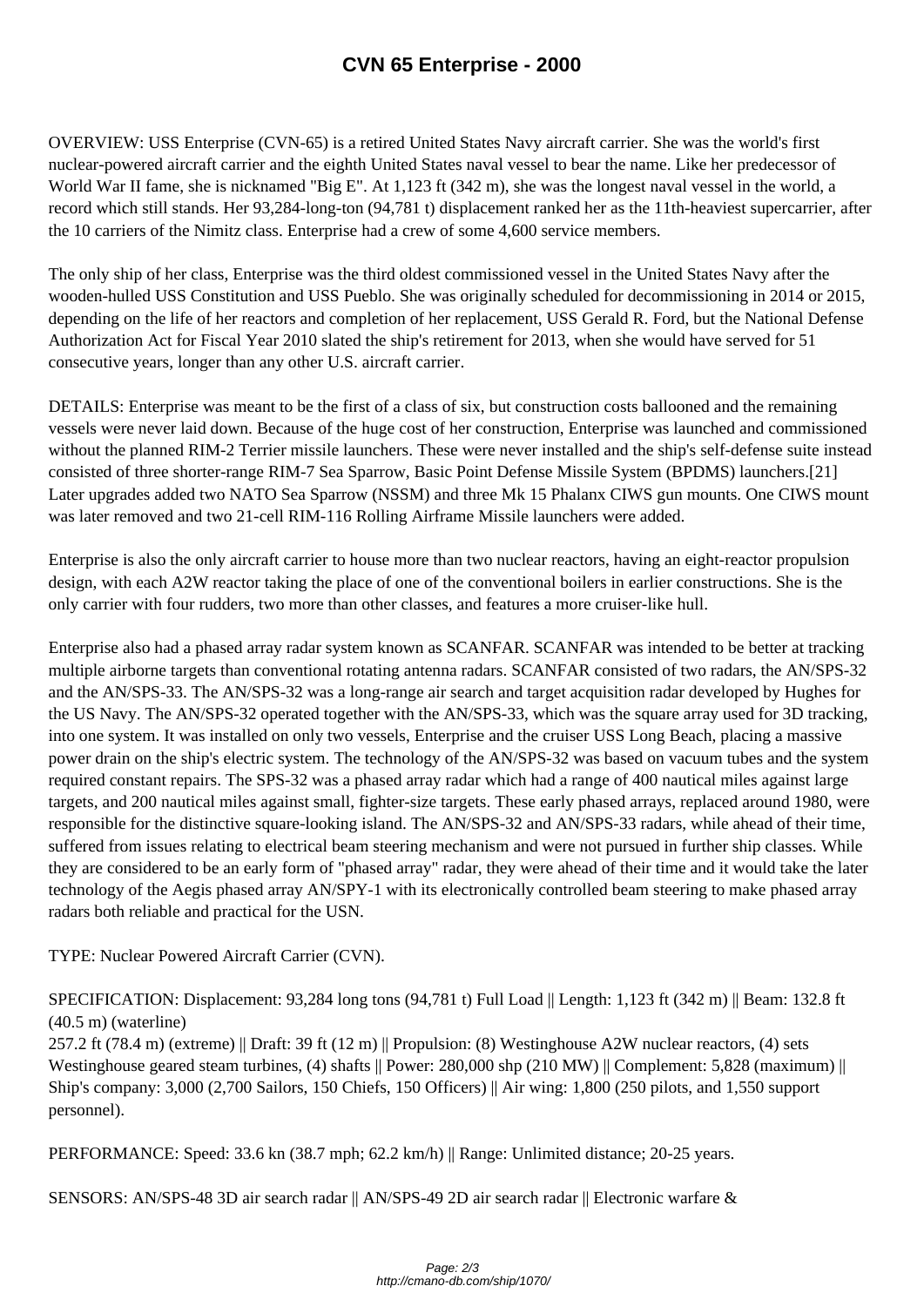# CVN 65 Enterprise - 2000

OVERVIEW: USS Enterprise (CVN-65) is a retired United States Navy aircraft carrier. She was the world's first nuclear-powered aircraft carrier and the eighth United States naval vessel to bear the name. Like her predecessor of World War II fame, she is nicknamed "Big E". At 1,123 ft (342 m), she was the longest naval vessel in the world, a record which still stands. Her 93,284-long-ton (94,781 t) displacement ranked her as the 11th-heaviest supercarrier, after the 10 carriers of the Nimitz class. Enterprise had a crew of some 4,600 service members.

The only ship of her class, Enterprise was the third oldest commissioned vessel in the United States Navy after the wooden-hulled USS Constitution and USS Pueblo. She was originally scheduled for decommissioning in 2014 or 2015, depending on the life of her reactors and completion of her replacement, USS Gerald R. Ford, but the National Defense Authorization Act for Fiscal Year 2010 slated the ship's retirement for 2013, when she would have served for 51 consecutive years, longer than any other U.S. aircraft carrier.

DETAILS: Enterprise was meant to be the first of a class of six, but construction costs ballooned and the remaining vessels were never laid down. Because of the huge cost of her construction, Enterprise was launched and commissioned without the planned RIM-2 Terrier missile launchers. These were never installed and the ship's self-defense suite instead consisted of three shorter-range RIM-7 Sea Sparrow, Basic Point Defense Missile System (BPDMS) launchers.[21] Later upgrades added two NATO Sea Sparrow (NSSM) and three Mk 15 Phalanx CIWS gun mounts. One CIWS mount was later removed and two 21-cell RIM-116 Rolling Airframe Missile launchers were added.

Enterprise is also the only aircraft carrier to house more than two nuclear reactors, having an eight-reactor propulsion design, with each A2W reactor taking the place of one of the conventional boilers in earlier constructions. She is the only carrier with four rudders, two more than other classes, and features a more cruiser-like hull.

Enterprise also had a phased array radar system known as SCANFAR. SCANFAR was intended to be better at tracking multiple airborne targets than conventional rotating antenna radars. SCANFAR consisted of two radars, the AN/SPS-32 and the AN/SPS-33. The AN/SPS-32 was a long-range air search and target acquisition radar developed by Hughes for the US Navy. The AN/SPS-32 operated together with the AN/SPS-33, which was the square array used for 3D tracking, into one system. It was installed on only two vessels, Enterprise and the cruiser USS Long Beach, placing a massive power drain on the ship's electric system. The technology of the AN/SPS-32 was based on vacuum tubes and the system required constant repairs. The SPS-32 was a phased array radar which had a range of 400 nautical miles against large targets, and 200 nautical miles against small, fighter-size targets. These early phased arrays, replaced around 1980, were responsible for the distinctive square-looking island. The AN/SPS-32 and AN/SPS-33 radars, while ahead of their time, suffered from issues relating to electrical beam steering mechanism and were not pursued in further ship classes. While they are considered to be an early form of "phased array" radar, they were ahead of their time and it would take the later technology of the Aegis phased array AN/SPY-1 with its electronically controlled beam steering to make phased array radars both reliable and practical for the USN.

TYPE: Nuclear Powered Aircraft Carrier (CVN).

SPECIFICATION: Displacement: 93,284 long tons (94,781 t) Full Load || Length: 1,123 ft (342 m) || Beam: 132.8 ft (40.5 m) (waterline)
257.2 ft (78.4 m) (extreme) || Draft: 39 ft (12 m) || Propulsion: (8) Westinghouse A2W nuclear reactors, (4) sets Westinghouse geared steam turbines, (4) shafts || Power: 280,000 shp (210 MW) || Complement: 5,828 (maximum) || Ship's company: 3,000 (2,700 Sailors, 150 Chiefs, 150 Officers) || Air wing: 1,800 (250 pilots, and 1,550 support personnel).

PERFORMANCE: Speed: 33.6 kn (38.7 mph; 62.2 km/h) || Range: Unlimited distance; 20-25 years.

SENSORS: AN/SPS-48 3D air search radar || AN/SPS-49 2D air search radar || Electronic warfare &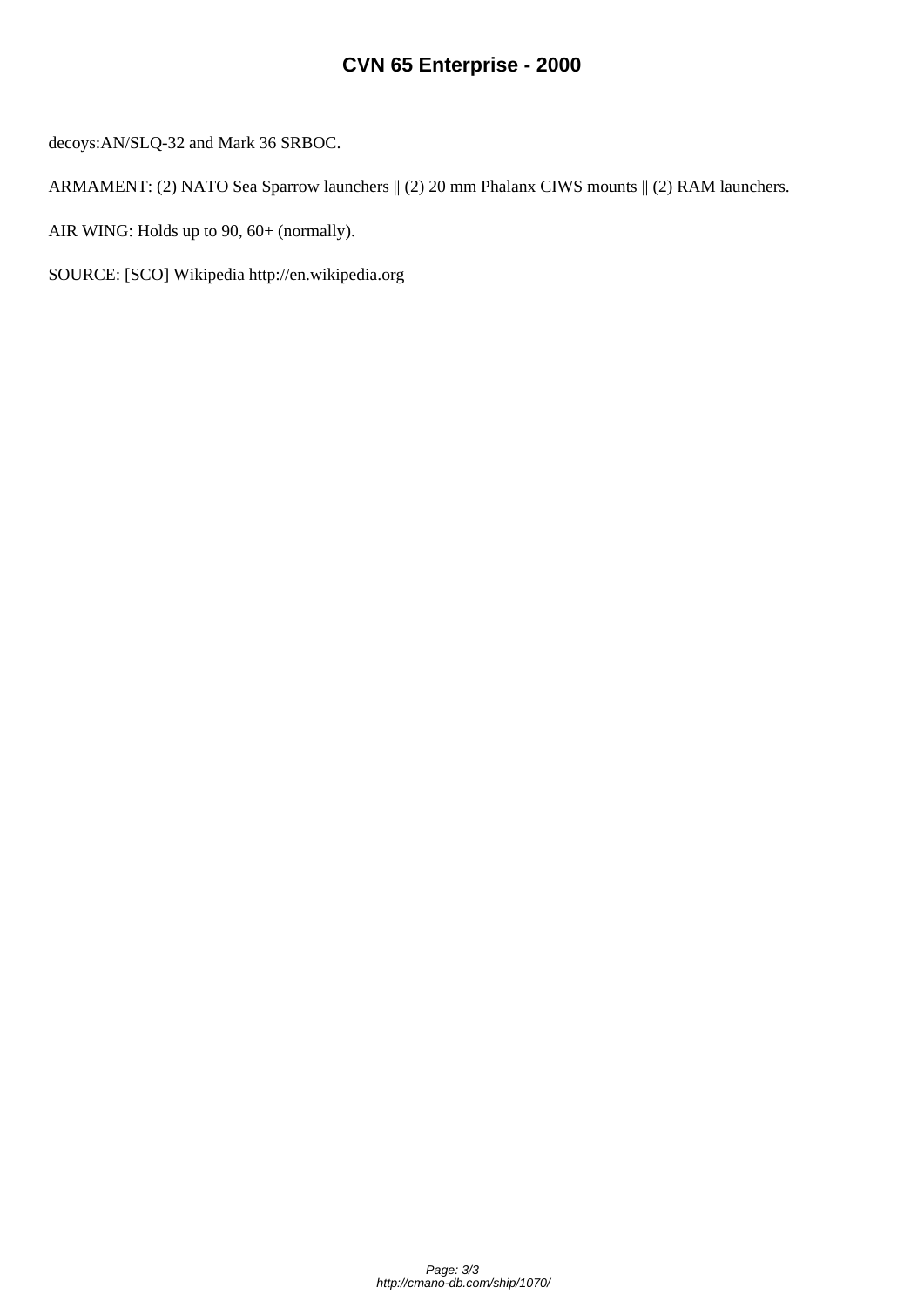decoys:AN/SLQ-32 and Mark 36 SRBOC.

ARMAMENT: (2) NATO Sea Sparrow launchers || (2) 20 mm Phalanx CIWS mounts || (2) RAM launchers.

AIR WING: Holds up to 90, 60+ (normally).

SOURCE: [SCO] Wikipedia http://en.wikipedia.org